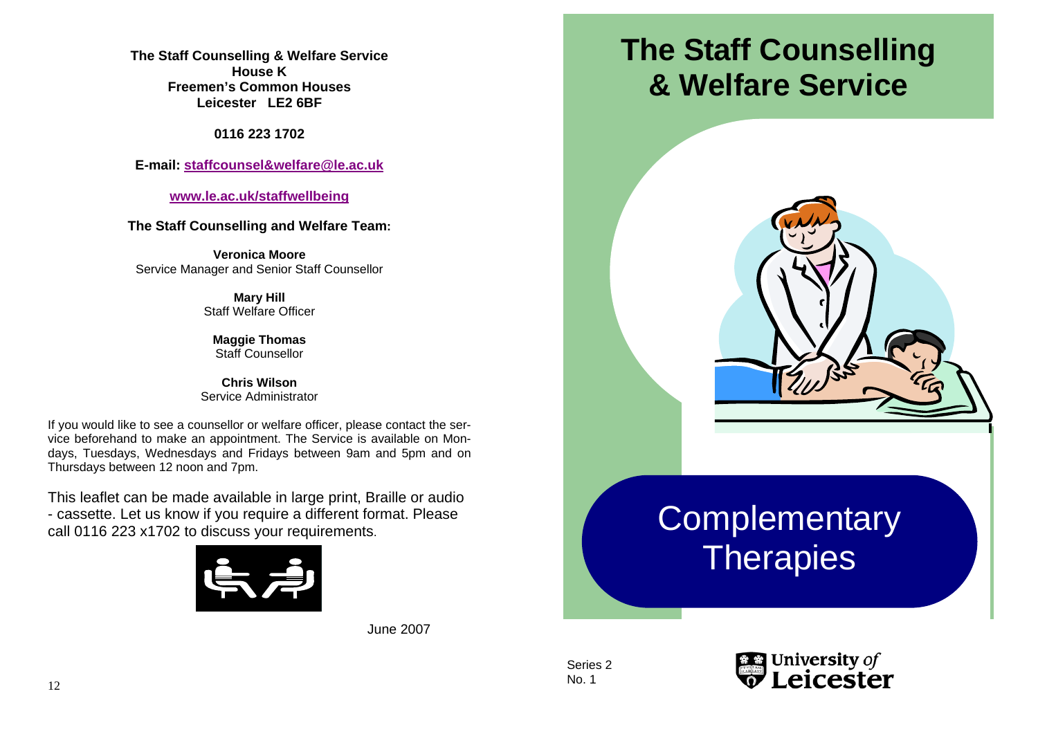**The Staff Counselling & Welfare Service**
**House K**
**Freemen's Common Houses**
**Leicester LE2 6BF**

**0116 223 1702**

**E-mail: staffcounsel&welfare@le.ac.uk**

**www.le.ac.uk/staffwellbeing**

**The Staff Counselling and Welfare Team:**

**Veronica Moore**
Service Manager and Senior Staff Counsellor

**Mary Hill**
Staff Welfare Officer

**Maggie Thomas**
Staff Counsellor

**Chris Wilson**
Service Administrator

If you would like to see a counsellor or welfare officer, please contact the service beforehand to make an appointment. The Service is available on Mondays, Tuesdays, Wednesdays and Fridays between 9am and 5pm and on Thursdays between 12 noon and 7pm.

This leaflet can be made available in large print, Braille or audio - cassette. Let us know if you require a different format. Please call 0116 223 x1702 to discuss your requirements.

June 2007

# The Staff Counselling & Welfare Service

# Complementary Therapies

Series 2
No. 1

University of Leicester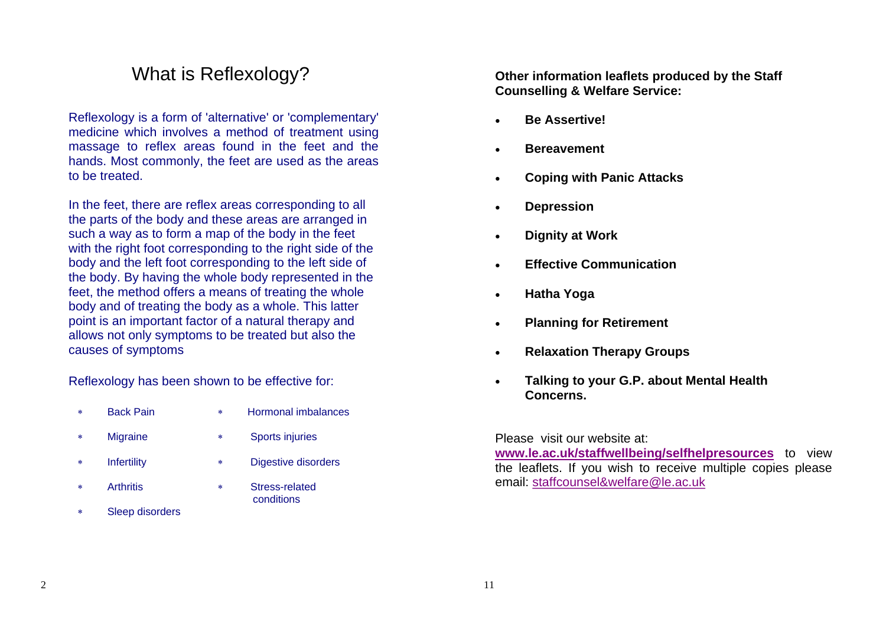# What is Reflexology?

Reflexology is a form of 'alternative' or 'complementary' medicine which involves a method of treatment using massage to reflex areas found in the feet and the hands. Most commonly, the feet are used as the areas to be treated.

In the feet, there are reflex areas corresponding to all the parts of the body and these areas are arranged in such a way as to form a map of the body in the feet with the right foot corresponding to the right side of the body and the left foot corresponding to the left side of the body. By having the whole body represented in the feet, the method offers a means of treating the whole body and of treating the body as a whole. This latter point is an important factor of a natural therapy and allows not only symptoms to be treated but also the causes of symptoms

Reflexology has been shown to be effective for:

- Back Pain
- Migraine
- Infertility
- Arthritis
- Sleep disorders
- Hormonal imbalances
- Sports injuries
- Digestive disorders
- Stress-related conditions

**Other information leaflets produced by the Staff Counselling & Welfare Service:**

- **Be Assertive!**
- **Bereavement**
- **Coping with Panic Attacks**
- **Depression**
- **Dignity at Work**
- **Effective Communication**
- **Hatha Yoga**
- **Planning for Retirement**
- **Relaxation Therapy Groups**
- **Talking to your G.P. about Mental Health Concerns.**

Please visit our website at: **www.le.ac.uk/staffwellbeing/selfhelpresources** to view the leaflets. If you wish to receive multiple copies please email: staffcounsel&welfare@le.ac.uk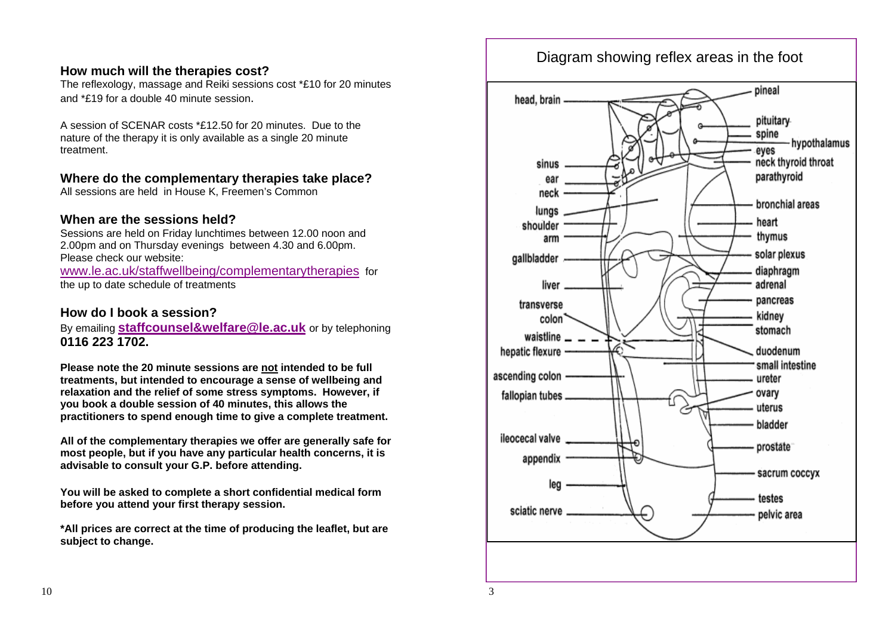### How much will the therapies cost?

The reflexology, massage and Reiki sessions cost *£10 for 20 minutes and *£19 for a double 40 minute session.

A session of SCENAR costs *£12.50 for 20 minutes. Due to the nature of the therapy it is only available as a single 20 minute treatment.

### Where do the complementary therapies take place?

All sessions are held in House K, Freemen's Common

### When are the sessions held?

Sessions are held on Friday lunchtimes between 12.00 noon and 2.00pm and on Thursday evenings between 4.30 and 6.00pm. Please check our website: www.le.ac.uk/staffwellbeing/complementarytherapies for the up to date schedule of treatments

### How do I book a session?

By emailing **staffcounsel&welfare@le.ac.uk** or by telephoning **0116 223 1702.**

**Please note the 20 minute sessions are not intended to be full treatments, but intended to encourage a sense of wellbeing and relaxation and the relief of some stress symptoms. However, if you book a double session of 40 minutes, this allows the practitioners to spend enough time to give a complete treatment.**

**All of the complementary therapies we offer are generally safe for most people, but if you have any particular health concerns, it is advisable to consult your G.P. before attending.**

**You will be asked to complete a short confidential medical form before you attend your first therapy session.**

**\*All prices are correct at the time of producing the leaflet, but are subject to change.**

## Diagram showing reflex areas in the foot

head, brain; sinus; ear; neck; lungs; shoulder; arm; gallbladder; liver; transverse colon; waistline; hepatic flexure; ascending colon; fallopian tubes; ileocecal valve; appendix; leg; sciatic nerve

pineal; pituitary; spine; hypothalamus; eyes; neck thyroid throat; parathyroid; bronchial areas; heart; thymus; solar plexus; diaphragm; adrenal; pancreas; kidney; stomach; duodenum; small intestine; ureter; ovary; uterus; bladder; prostate; sacrum coccyx; testes; pelvic area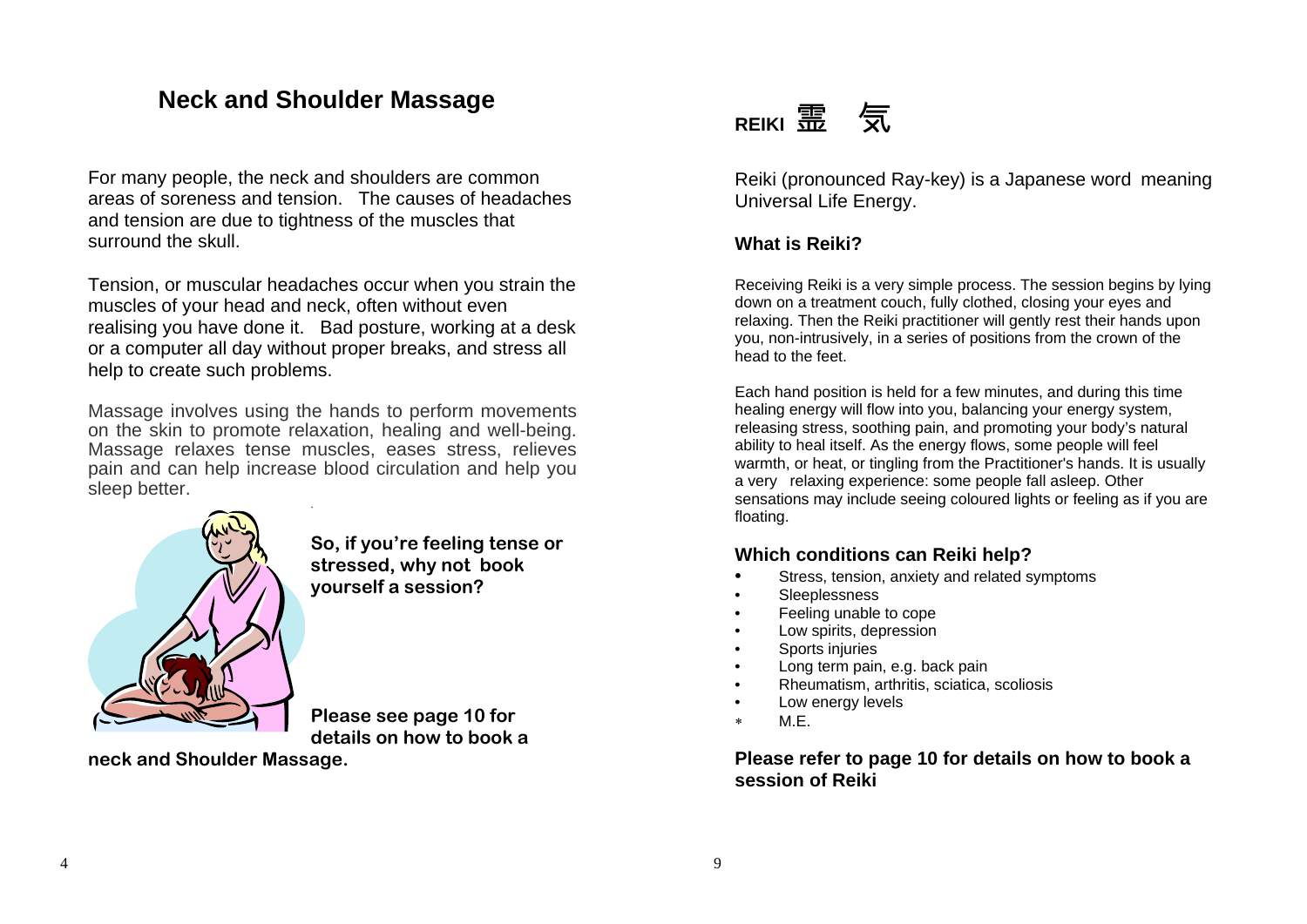## Neck and Shoulder Massage

For many people, the neck and shoulders are common areas of soreness and tension. The causes of headaches and tension are due to tightness of the muscles that surround the skull.

Tension, or muscular headaches occur when you strain the muscles of your head and neck, often without even realising you have done it. Bad posture, working at a desk or a computer all day without proper breaks, and stress all help to create such problems.

Massage involves using the hands to perform movements on the skin to promote relaxation, healing and well-being. Massage relaxes tense muscles, eases stress, relieves pain and can help increase blood circulation and help you sleep better.

**So, if you're feeling tense or stressed, why not book yourself a session?**

**Please see page 10 for details on how to book a neck and Shoulder Massage.**

## REIKI 霊 気

Reiki (pronounced Ray-key) is a Japanese word meaning Universal Life Energy.

### What is Reiki?

Receiving Reiki is a very simple process. The session begins by lying down on a treatment couch, fully clothed, closing your eyes and relaxing. Then the Reiki practitioner will gently rest their hands upon you, non-intrusively, in a series of positions from the crown of the head to the feet.

Each hand position is held for a few minutes, and during this time healing energy will flow into you, balancing your energy system, releasing stress, soothing pain, and promoting your body's natural ability to heal itself. As the energy flows, some people will feel warmth, or heat, or tingling from the Practitioner's hands. It is usually a very relaxing experience: some people fall asleep. Other sensations may include seeing coloured lights or feeling as if you are floating.

### Which conditions can Reiki help?

- Stress, tension, anxiety and related symptoms
- Sleeplessness
- Feeling unable to cope
- Low spirits, depression
- Sports injuries
- Long term pain, e.g. back pain
- Rheumatism, arthritis, sciatica, scoliosis
- Low energy levels
- M.E.

**Please refer to page 10 for details on how to book a session of Reiki**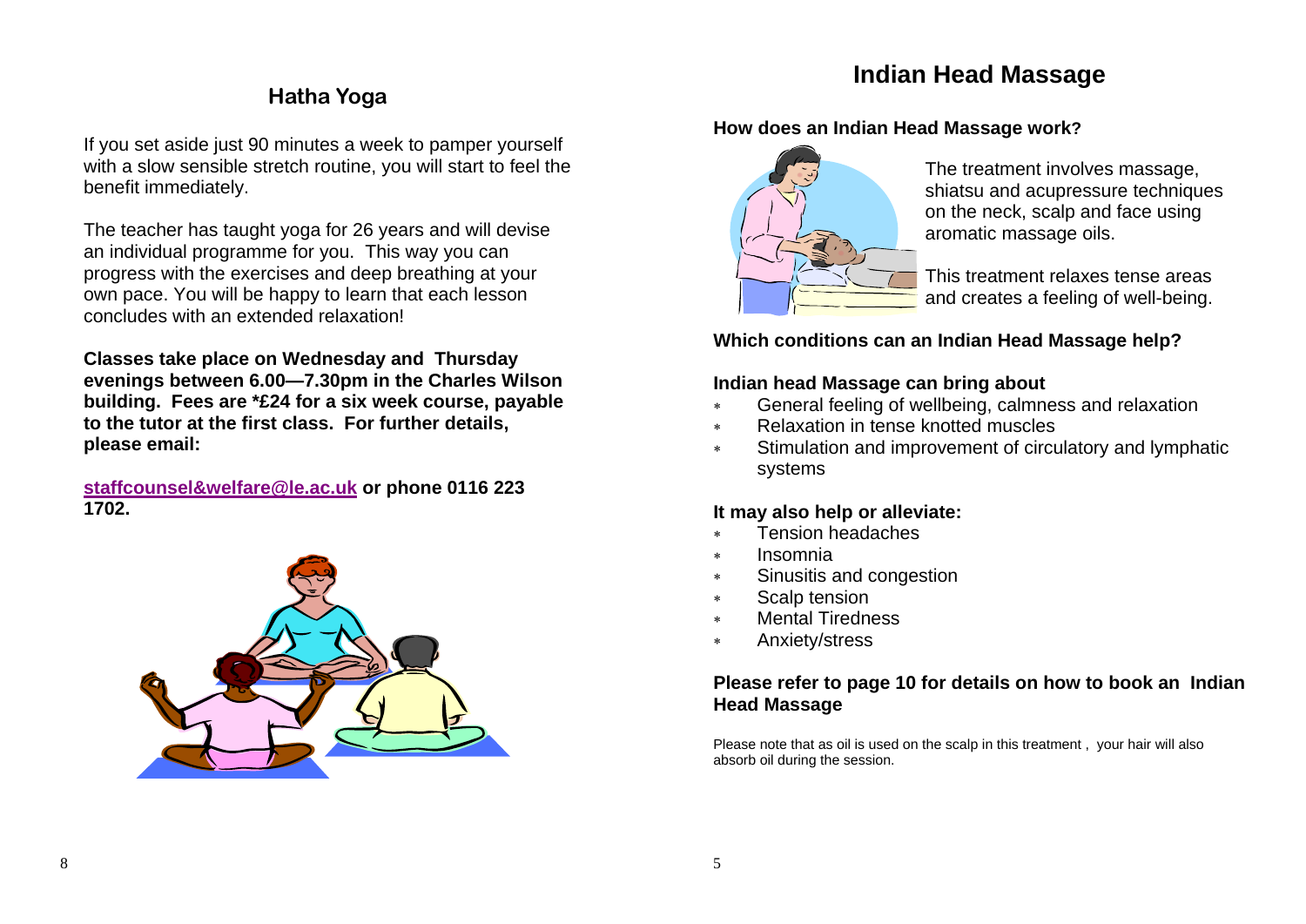## Hatha Yoga

If you set aside just 90 minutes a week to pamper yourself with a slow sensible stretch routine, you will start to feel the benefit immediately.

The teacher has taught yoga for 26 years and will devise an individual programme for you. This way you can progress with the exercises and deep breathing at your own pace. You will be happy to learn that each lesson concludes with an extended relaxation!

**Classes take place on Wednesday and Thursday evenings between 6.00—7.30pm in the Charles Wilson building. Fees are *£24 for a six week course, payable to the tutor at the first class. For further details, please email:**

**staffcounsel&welfare@le.ac.uk or phone 0116 223 1702.**

# Indian Head Massage

### How does an Indian Head Massage work?

The treatment involves massage, shiatsu and acupressure techniques on the neck, scalp and face using aromatic massage oils.

This treatment relaxes tense areas and creates a feeling of well-being.

### Which conditions can an Indian Head Massage help?

### Indian head Massage can bring about

- General feeling of wellbeing, calmness and relaxation
- Relaxation in tense knotted muscles
- Stimulation and improvement of circulatory and lymphatic systems

### It may also help or alleviate:

- Tension headaches
- Insomnia
- Sinusitis and congestion
- Scalp tension
- Mental Tiredness
- Anxiety/stress

**Please refer to page 10 for details on how to book an Indian Head Massage**

Please note that as oil is used on the scalp in this treatment , your hair will also absorb oil during the session.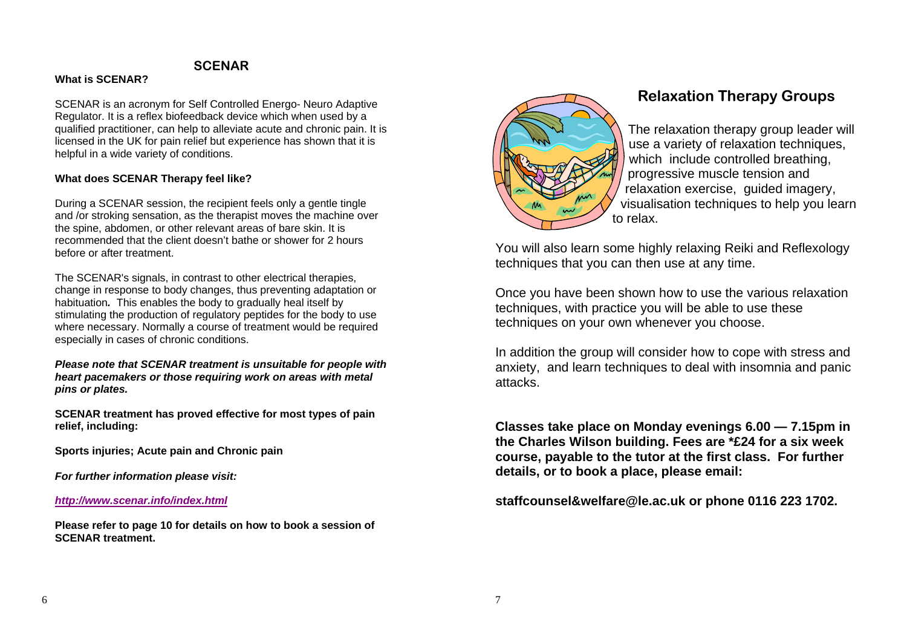## SCENAR

### What is SCENAR?

SCENAR is an acronym for Self Controlled Energo- Neuro Adaptive Regulator. It is a reflex biofeedback device which when used by a qualified practitioner, can help to alleviate acute and chronic pain. It is licensed in the UK for pain relief but experience has shown that it is helpful in a wide variety of conditions.

### What does SCENAR Therapy feel like?

During a SCENAR session, the recipient feels only a gentle tingle and /or stroking sensation, as the therapist moves the machine over the spine, abdomen, or other relevant areas of bare skin. It is recommended that the client doesn't bathe or shower for 2 hours before or after treatment.

The SCENAR's signals, in contrast to other electrical therapies, change in response to body changes, thus preventing adaptation or habituation. This enables the body to gradually heal itself by stimulating the production of regulatory peptides for the body to use where necessary. Normally a course of treatment would be required especially in cases of chronic conditions.

***Please note that SCENAR treatment is unsuitable for people with heart pacemakers or those requiring work on areas with metal pins or plates.***

**SCENAR treatment has proved effective for most types of pain relief, including:**

**Sports injuries; Acute pain and Chronic pain**

***For further information please visit:***

***http://www.scenar.info/index.html***

**Please refer to page 10 for details on how to book a session of SCENAR treatment.**

## Relaxation Therapy Groups

The relaxation therapy group leader will use a variety of relaxation techniques, which include controlled breathing, progressive muscle tension and relaxation exercise, guided imagery, visualisation techniques to help you learn to relax.

You will also learn some highly relaxing Reiki and Reflexology techniques that you can then use at any time.

Once you have been shown how to use the various relaxation techniques, with practice you will be able to use these techniques on your own whenever you choose.

In addition the group will consider how to cope with stress and anxiety, and learn techniques to deal with insomnia and panic attacks.

**Classes take place on Monday evenings 6.00 — 7.15pm in the Charles Wilson building. Fees are *£24 for a six week course, payable to the tutor at the first class. For further details, or to book a place, please email:**

**staffcounsel&welfare@le.ac.uk or phone 0116 223 1702.**